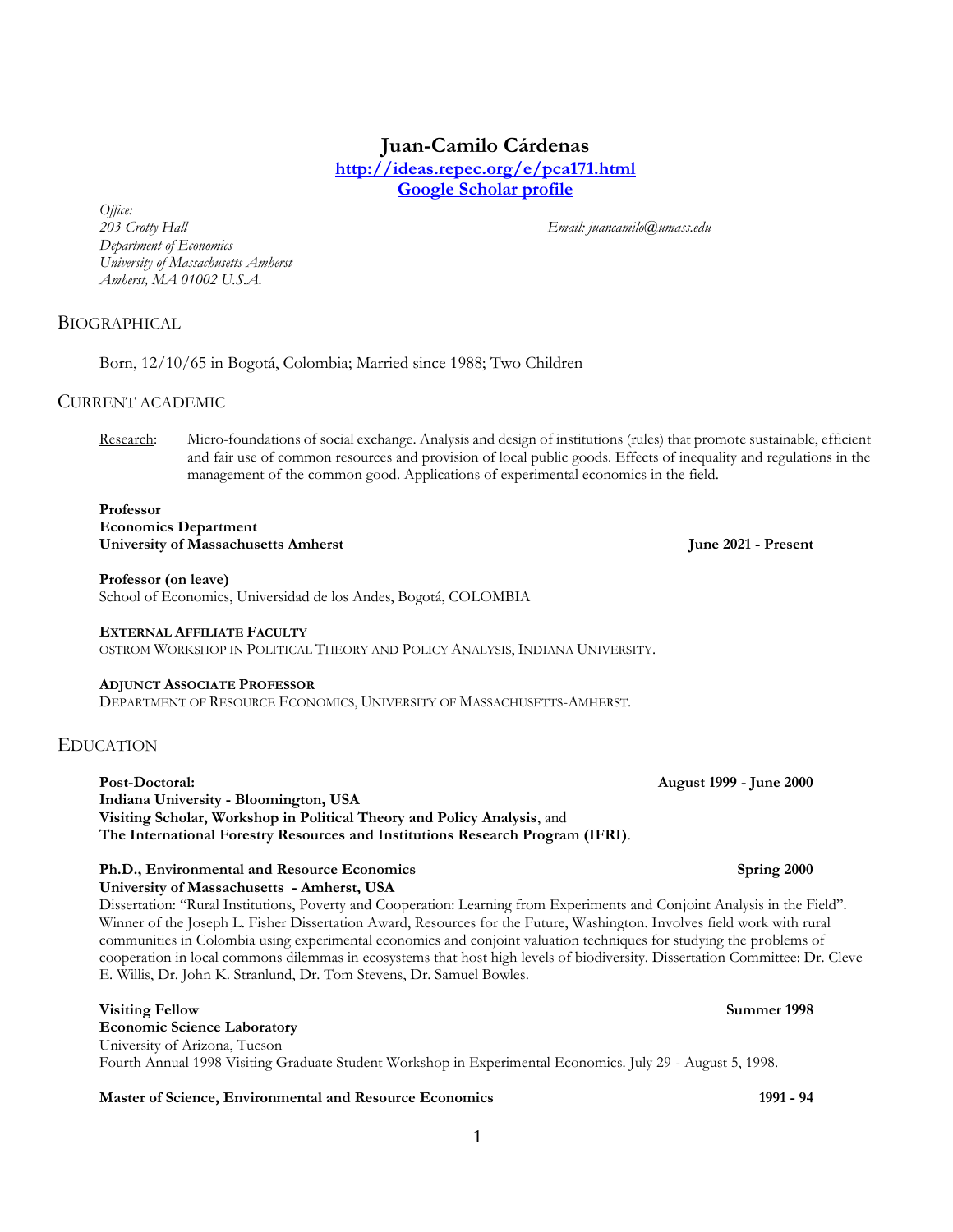# Juan-Camilo Cárdenas

**[http://ideas.repec.org/e/pca171.html](http://ideas.repec.org/e/pca171.html)**
**Google Scholar profile**

*Office:*
*203 Crotty Hall*
*Department of Economics*
*University of Massachusetts Amherst*
*Amherst, MA 01002 U.S.A.*

*Email: juancamilo@umass.edu*

## BIOGRAPHICAL

Born, 12/10/65 in Bogotá, Colombia; Married since 1988; Two Children

## CURRENT ACADEMIC

Research: Micro-foundations of social exchange. Analysis and design of institutions (rules) that promote sustainable, efficient and fair use of common resources and provision of local public goods. Effects of inequality and regulations in the management of the common good. Applications of experimental economics in the field.

**Professor**
**Economics Department**
**University of Massachusetts Amherst** — **June 2021 - Present**

**Professor (on leave)**
School of Economics, Universidad de los Andes, Bogotá, COLOMBIA

**EXTERNAL AFFILIATE FACULTY**
OSTROM WORKSHOP IN POLITICAL THEORY AND POLICY ANALYSIS, INDIANA UNIVERSITY.

**ADJUNCT ASSOCIATE PROFESSOR**
DEPARTMENT OF RESOURCE ECONOMICS, UNIVERSITY OF MASSACHUSETTS-AMHERST.

## EDUCATION

**Post-Doctoral:** — **August 1999 - June 2000**
**Indiana University - Bloomington, USA**
**Visiting Scholar, Workshop in Political Theory and Policy Analysis**, and
**The International Forestry Resources and Institutions Research Program (IFRI)**.

**Ph.D., Environmental and Resource Economics** — **Spring 2000**
**University of Massachusetts - Amherst, USA**
Dissertation: "Rural Institutions, Poverty and Cooperation: Learning from Experiments and Conjoint Analysis in the Field". Winner of the Joseph L. Fisher Dissertation Award, Resources for the Future, Washington. Involves field work with rural communities in Colombia using experimental economics and conjoint valuation techniques for studying the problems of cooperation in local commons dilemmas in ecosystems that host high levels of biodiversity. Dissertation Committee: Dr. Cleve E. Willis, Dr. John K. Stranlund, Dr. Tom Stevens, Dr. Samuel Bowles.

**Visiting Fellow** — **Summer 1998**
**Economic Science Laboratory**
University of Arizona, Tucson
Fourth Annual 1998 Visiting Graduate Student Workshop in Experimental Economics. July 29 - August 5, 1998.

**Master of Science, Environmental and Resource Economics** — **1991 - 94**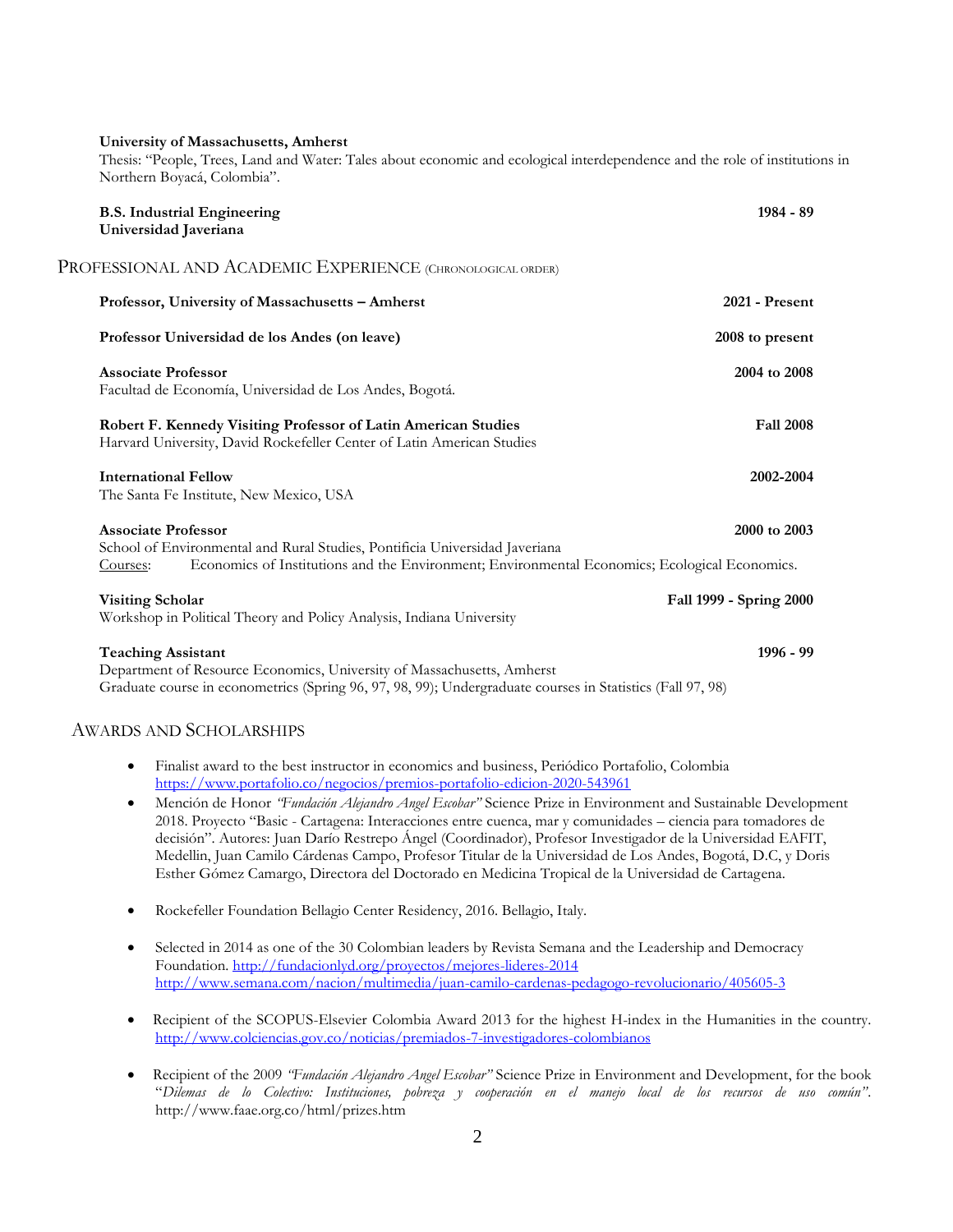**University of Massachusetts, Amherst**
Thesis: "People, Trees, Land and Water: Tales about economic and ecological interdependence and the role of institutions in Northern Boyacá, Colombia".

**B.S. Industrial Engineering** **1984 - 89**
**Universidad Javeriana**

## PROFESSIONAL AND ACADEMIC EXPERIENCE (CHRONOLOGICAL ORDER)

**Professor, University of Massachusetts – Amherst** **2021 - Present**

**Professor Universidad de los Andes (on leave)** **2008 to present**

**Associate Professor** **2004 to 2008**
Facultad de Economía, Universidad de Los Andes, Bogotá.

**Robert F. Kennedy Visiting Professor of Latin American Studies** **Fall 2008**
Harvard University, David Rockefeller Center of Latin American Studies

**International Fellow** **2002-2004**
The Santa Fe Institute, New Mexico, USA

**Associate Professor** **2000 to 2003**
School of Environmental and Rural Studies, Pontificia Universidad Javeriana
Courses: Economics of Institutions and the Environment; Environmental Economics; Ecological Economics.

**Visiting Scholar** **Fall 1999 - Spring 2000**
Workshop in Political Theory and Policy Analysis, Indiana University

**Teaching Assistant** **1996 - 99**
Department of Resource Economics, University of Massachusetts, Amherst
Graduate course in econometrics (Spring 96, 97, 98, 99); Undergraduate courses in Statistics (Fall 97, 98)

## AWARDS AND SCHOLARSHIPS

- Finalist award to the best instructor in economics and business, Periódico Portafolio, Colombia https://www.portafolio.co/negocios/premios-portafolio-edicion-2020-543961
- Mención de Honor *"Fundación Alejandro Angel Escobar"* Science Prize in Environment and Sustainable Development 2018. Proyecto "Basic - Cartagena: Interacciones entre cuenca, mar y comunidades – ciencia para tomadores de decisión". Autores: Juan Darío Restrepo Ángel (Coordinador), Profesor Investigador de la Universidad EAFIT, Medellín, Juan Camilo Cárdenas Campo, Profesor Titular de la Universidad de Los Andes, Bogotá, D.C, y Doris Esther Gómez Camargo, Directora del Doctorado en Medicina Tropical de la Universidad de Cartagena.

- Rockefeller Foundation Bellagio Center Residency, 2016. Bellagio, Italy.

- Selected in 2014 as one of the 30 Colombian leaders by Revista Semana and the Leadership and Democracy Foundation. http://fundacionlyd.org/proyectos/mejores-lideres-2014 http://www.semana.com/nacion/multimedia/juan-camilo-cardenas-pedagogo-revolucionario/405605-3

- Recipient of the SCOPUS-Elsevier Colombia Award 2013 for the highest H-index in the Humanities in the country. http://www.colciencias.gov.co/noticias/premiados-7-investigadores-colombianos

- Recipient of the 2009 *"Fundación Alejandro Angel Escobar"* Science Prize in Environment and Development, for the book "*Dilemas de lo Colectivo: Instituciones, pobreza y cooperación en el manejo local de los recursos de uso común"*. http://www.faae.org.co/html/prizes.htm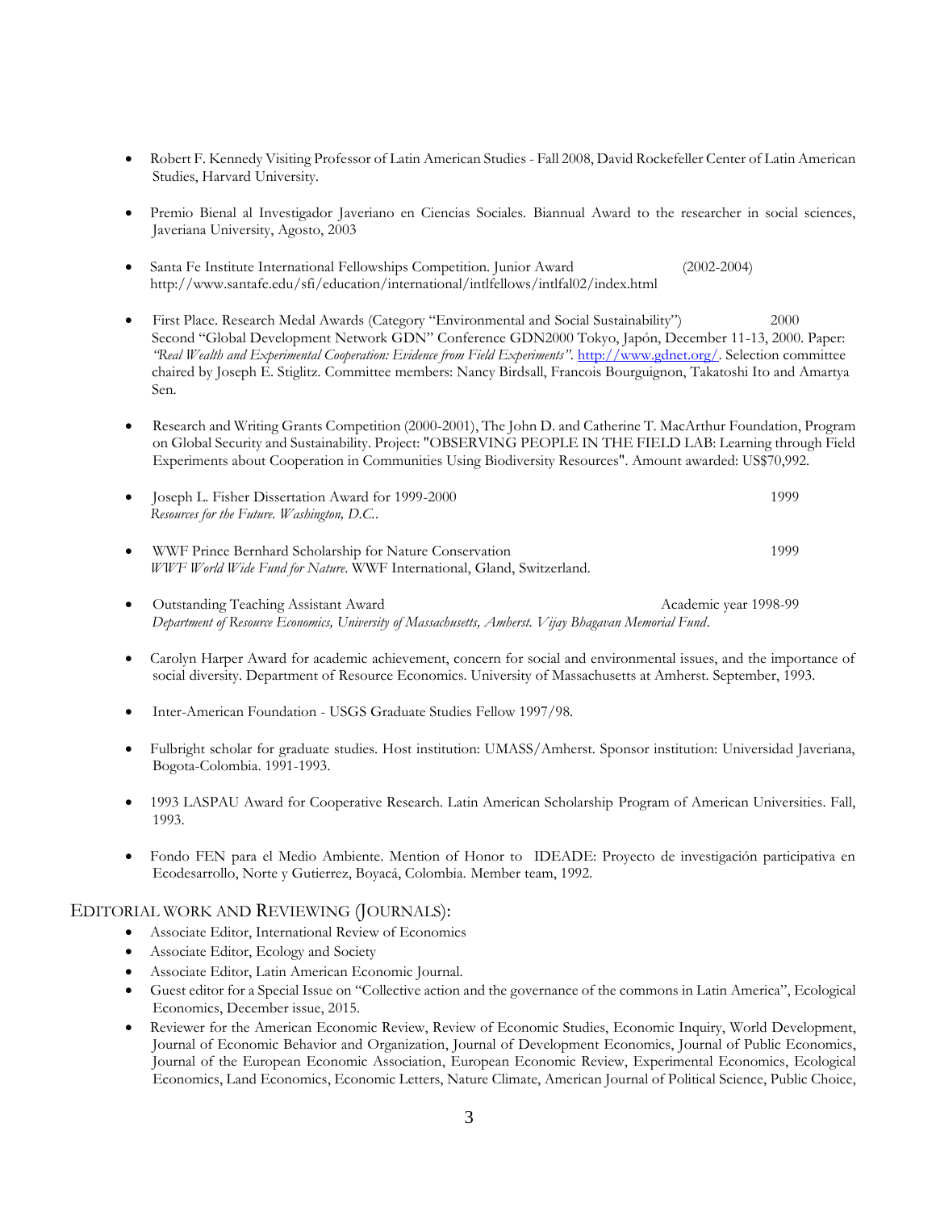- Robert F. Kennedy Visiting Professor of Latin American Studies - Fall 2008, David Rockefeller Center of Latin American Studies, Harvard University.

- Premio Bienal al Investigador Javeriano en Ciencias Sociales. Biannual Award to the researcher in social sciences, Javeriana University, Agosto, 2003

- Santa Fe Institute International Fellowships Competition. Junior Award (2002-2004) http://www.santafe.edu/sfi/education/international/intlfellows/intlfal02/index.html

- First Place. Research Medal Awards (Category "Environmental and Social Sustainability") 2000 Second "Global Development Network GDN" Conference GDN2000 Tokyo, Japón, December 11-13, 2000. Paper: *"Real Wealth and Experimental Cooperation: Evidence from Field Experiments"*. http://www.gdnet.org/. Selection committee chaired by Joseph E. Stiglitz. Committee members: Nancy Birdsall, Francois Bourguignon, Takatoshi Ito and Amartya Sen.

- Research and Writing Grants Competition (2000-2001), The John D. and Catherine T. MacArthur Foundation, Program on Global Security and Sustainability. Project: "OBSERVING PEOPLE IN THE FIELD LAB: Learning through Field Experiments about Cooperation in Communities Using Biodiversity Resources". Amount awarded: US$70,992.

- Joseph L. Fisher Dissertation Award for 1999-2000 1999
  *Resources for the Future. Washington, D.C.*.

- WWF Prince Bernhard Scholarship for Nature Conservation 1999
  *WWF World Wide Fund for Nature*. WWF International, Gland, Switzerland.

- Outstanding Teaching Assistant Award Academic year 1998-99
  *Department of Resource Economics, University of Massachusetts, Amherst. Vijay Bhagavan Memorial Fund*.

- Carolyn Harper Award for academic achievement, concern for social and environmental issues, and the importance of social diversity. Department of Resource Economics. University of Massachusetts at Amherst. September, 1993.

- Inter-American Foundation - USGS Graduate Studies Fellow 1997/98.

- Fulbright scholar for graduate studies. Host institution: UMASS/Amherst. Sponsor institution: Universidad Javeriana, Bogota-Colombia. 1991-1993.

- 1993 LASPAU Award for Cooperative Research. Latin American Scholarship Program of American Universities. Fall, 1993.

- Fondo FEN para el Medio Ambiente. Mention of Honor to IDEADE: Proyecto de investigación participativa en Ecodesarrollo, Norte y Gutierrez, Boyacá, Colombia. Member team, 1992.

## EDITORIAL WORK AND REVIEWING (JOURNALS):

- Associate Editor, International Review of Economics
- Associate Editor, Ecology and Society
- Associate Editor, Latin American Economic Journal.
- Guest editor for a Special Issue on "Collective action and the governance of the commons in Latin America", Ecological Economics, December issue, 2015.
- Reviewer for the American Economic Review, Review of Economic Studies, Economic Inquiry, World Development, Journal of Economic Behavior and Organization, Journal of Development Economics, Journal of Public Economics, Journal of the European Economic Association, European Economic Review, Experimental Economics, Ecological Economics, Land Economics, Economic Letters, Nature Climate, American Journal of Political Science, Public Choice,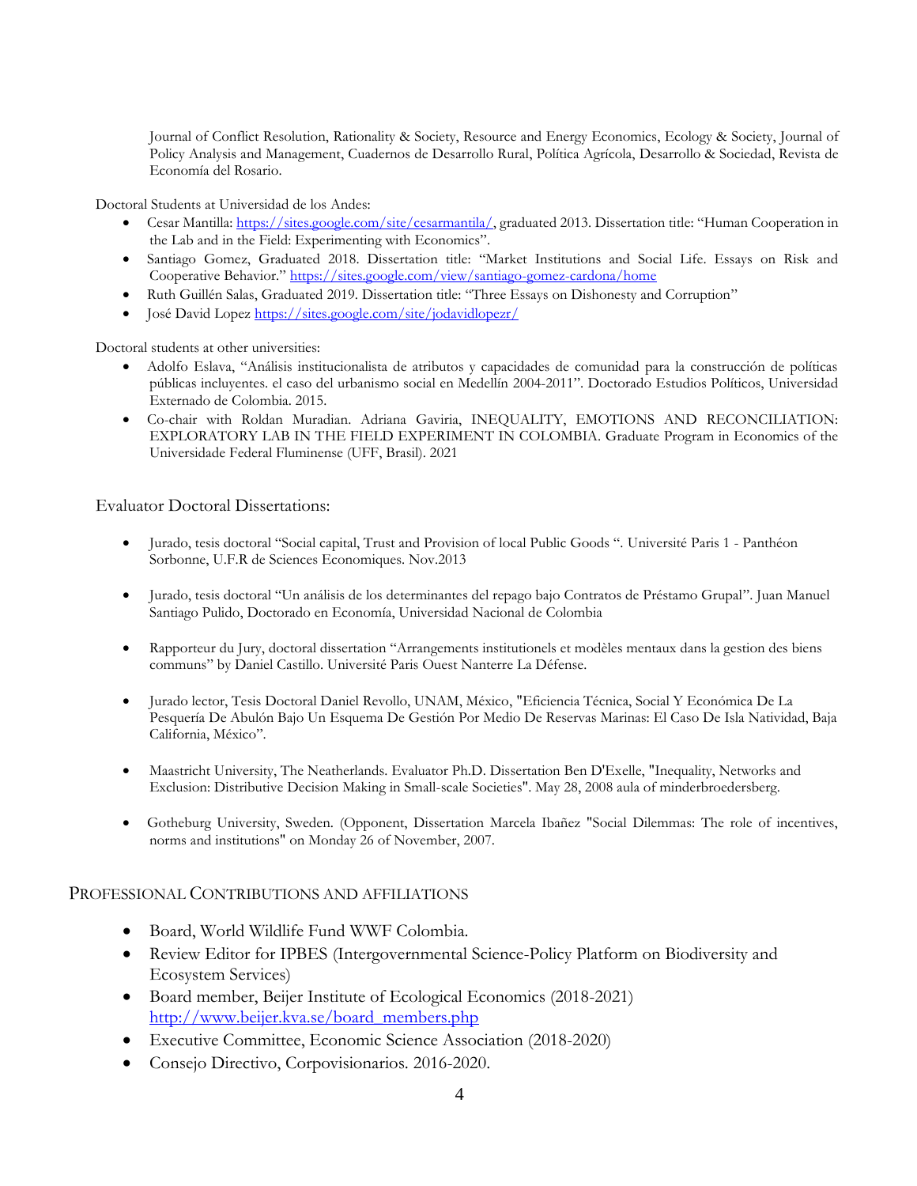Journal of Conflict Resolution, Rationality & Society, Resource and Energy Economics, Ecology & Society, Journal of Policy Analysis and Management, Cuadernos de Desarrollo Rural, Política Agrícola, Desarrollo & Sociedad, Revista de Economía del Rosario.

Doctoral Students at Universidad de los Andes:

- Cesar Mantilla: https://sites.google.com/site/cesarmantila/, graduated 2013. Dissertation title: "Human Cooperation in the Lab and in the Field: Experimenting with Economics".
- Santiago Gomez, Graduated 2018. Dissertation title: "Market Institutions and Social Life. Essays on Risk and Cooperative Behavior." https://sites.google.com/view/santiago-gomez-cardona/home
- Ruth Guillén Salas, Graduated 2019. Dissertation title: "Three Essays on Dishonesty and Corruption"
- José David Lopez https://sites.google.com/site/jodavidlopezr/

Doctoral students at other universities:

- Adolfo Eslava, "Análisis institucionalista de atributos y capacidades de comunidad para la construcción de políticas públicas incluyentes. el caso del urbanismo social en Medellín 2004-2011". Doctorado Estudios Políticos, Universidad Externado de Colombia. 2015.
- Co-chair with Roldan Muradian. Adriana Gaviria, INEQUALITY, EMOTIONS AND RECONCILIATION: EXPLORATORY LAB IN THE FIELD EXPERIMENT IN COLOMBIA. Graduate Program in Economics of the Universidade Federal Fluminense (UFF, Brasil). 2021

Evaluator Doctoral Dissertations:

- Jurado, tesis doctoral "Social capital, Trust and Provision of local Public Goods ". Université Paris 1 - Panthéon Sorbonne, U.F.R de Sciences Economiques. Nov.2013
- Jurado, tesis doctoral "Un análisis de los determinantes del repago bajo Contratos de Préstamo Grupal". Juan Manuel Santiago Pulido, Doctorado en Economía, Universidad Nacional de Colombia
- Rapporteur du Jury, doctoral dissertation "Arrangements institutionels et modèles mentaux dans la gestion des biens communs" by Daniel Castillo. Université Paris Ouest Nanterre La Défense.
- Jurado lector, Tesis Doctoral Daniel Revollo, UNAM, México, "Eficiencia Técnica, Social Y Económica De La Pesquería De Abulón Bajo Un Esquema De Gestión Por Medio De Reservas Marinas: El Caso De Isla Natividad, Baja California, México".
- Maastricht University, The Neatherlands. Evaluator Ph.D. Dissertation Ben D'Exelle, "Inequality, Networks and Exclusion: Distributive Decision Making in Small-scale Societies". May 28, 2008 aula of minderbroedersberg.
- Gotheburg University, Sweden. (Opponent, Dissertation Marcela Ibañez "Social Dilemmas: The role of incentives, norms and institutions" on Monday 26 of November, 2007.

## Professional Contributions and Affiliations

- Board, World Wildlife Fund WWF Colombia.
- Review Editor for IPBES (Intergovernmental Science-Policy Platform on Biodiversity and Ecosystem Services)
- Board member, Beijer Institute of Ecological Economics (2018-2021) http://www.beijer.kva.se/board_members.php
- Executive Committee, Economic Science Association (2018-2020)
- Consejo Directivo, Corpovisionarios. 2016-2020.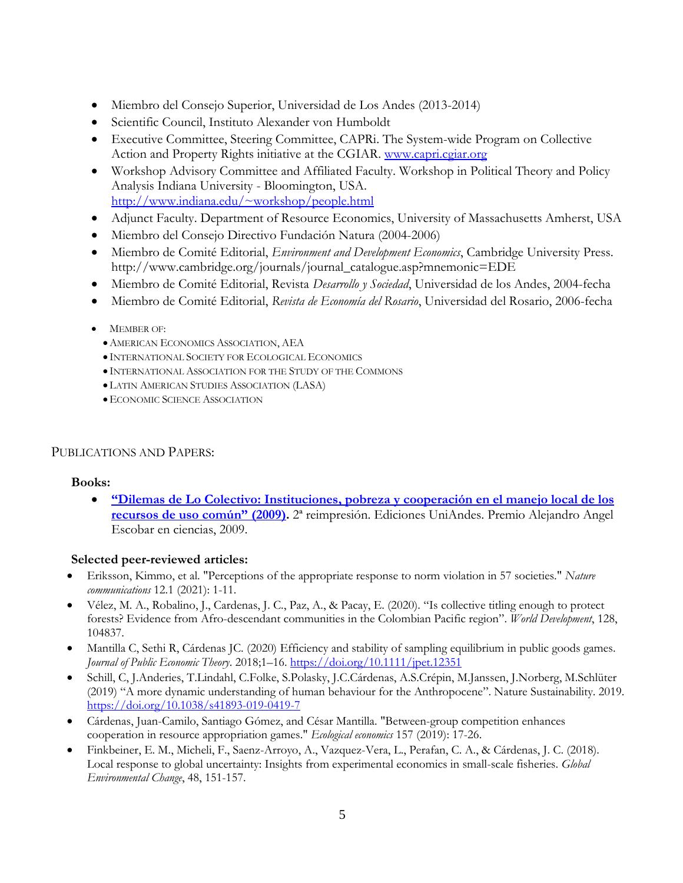- Miembro del Consejo Superior, Universidad de Los Andes (2013-2014)
- Scientific Council, Instituto Alexander von Humboldt
- Executive Committee, Steering Committee, CAPRi. The System-wide Program on Collective Action and Property Rights initiative at the CGIAR. [www.capri.cgiar.org](www.capri.cgiar.org)
- Workshop Advisory Committee and Affiliated Faculty. Workshop in Political Theory and Policy Analysis Indiana University - Bloomington, USA. [http://www.indiana.edu/~workshop/people.html](http://www.indiana.edu/~workshop/people.html)
- Adjunct Faculty. Department of Resource Economics, University of Massachusetts Amherst, USA
- Miembro del Consejo Directivo Fundación Natura (2004-2006)
- Miembro de Comité Editorial, *Environment and Development Economics*, Cambridge University Press. http://www.cambridge.org/journals/journal_catalogue.asp?mnemonic=EDE
- Miembro de Comité Editorial, Revista *Desarrollo y Sociedad*, Universidad de los Andes, 2004-fecha
- Miembro de Comité Editorial, *Revista de Economía del Rosario*, Universidad del Rosario, 2006-fecha

- MEMBER OF:
  - AMERICAN ECONOMICS ASSOCIATION, AEA
  - INTERNATIONAL SOCIETY FOR ECOLOGICAL ECONOMICS
  - INTERNATIONAL ASSOCIATION FOR THE STUDY OF THE COMMONS
  - LATIN AMERICAN STUDIES ASSOCIATION (LASA)
  - ECONOMIC SCIENCE ASSOCIATION

## PUBLICATIONS AND PAPERS:

### Books:

- **"Dilemas de Lo Colectivo: Instituciones, pobreza y cooperación en el manejo local de los recursos de uso común" (2009).** 2ª reimpresión. Ediciones UniAndes. Premio Alejandro Angel Escobar en ciencias, 2009.

### Selected peer-reviewed articles:

- Eriksson, Kimmo, et al. "Perceptions of the appropriate response to norm violation in 57 societies." *Nature communications* 12.1 (2021): 1-11.
- Vélez, M. A., Robalino, J., Cardenas, J. C., Paz, A., & Pacay, E. (2020). "Is collective titling enough to protect forests? Evidence from Afro-descendant communities in the Colombian Pacific region". *World Development*, 128, 104837.
- Mantilla C, Sethi R, Cárdenas JC. (2020) Efficiency and stability of sampling equilibrium in public goods games. *Journal of Public Economic Theory*. 2018;1–16. [https://doi.org/10.1111/jpet.12351](https://doi.org/10.1111/jpet.12351)
- Schill, C, J.Anderies, T.Lindahl, C.Folke, S.Polasky, J.C.Cárdenas, A.S.Crépin, M.Janssen, J.Norberg, M.Schlüter (2019) "A more dynamic understanding of human behaviour for the Anthropocene". Nature Sustainability. 2019. [https://doi.org/10.1038/s41893-019-0419-7](https://doi.org/10.1038/s41893-019-0419-7)
- Cárdenas, Juan-Camilo, Santiago Gómez, and César Mantilla. "Between-group competition enhances cooperation in resource appropriation games." *Ecological economics* 157 (2019): 17-26.
- Finkbeiner, E. M., Micheli, F., Saenz-Arroyo, A., Vazquez-Vera, L., Perafan, C. A., & Cárdenas, J. C. (2018). Local response to global uncertainty: Insights from experimental economics in small-scale fisheries. *Global Environmental Change*, 48, 151-157.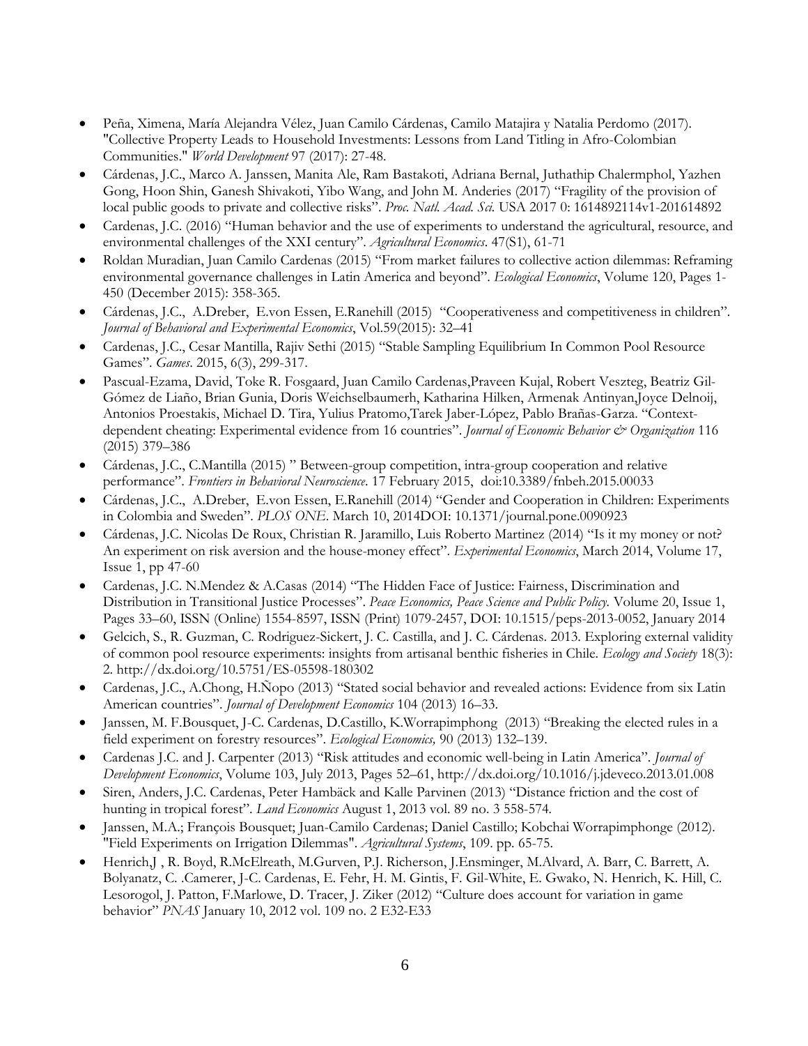- Peña, Ximena, María Alejandra Vélez, Juan Camilo Cárdenas, Camilo Matajira y Natalia Perdomo (2017). "Collective Property Leads to Household Investments: Lessons from Land Titling in Afro-Colombian Communities." *World Development* 97 (2017): 27-48.
- Cárdenas, J.C., Marco A. Janssen, Manita Ale, Ram Bastakoti, Adriana Bernal, Juthathip Chalermphol, Yazhen Gong, Hoon Shin, Ganesh Shivakoti, Yibo Wang, and John M. Anderies (2017) "Fragility of the provision of local public goods to private and collective risks". *Proc. Natl. Acad. Sci.* USA 2017 0: 1614892114v1-201614892
- Cardenas, J.C. (2016) "Human behavior and the use of experiments to understand the agricultural, resource, and environmental challenges of the XXI century". *Agricultural Economics*. 47(S1), 61-71
- Roldan Muradian, Juan Camilo Cardenas (2015) "From market failures to collective action dilemmas: Reframing environmental governance challenges in Latin America and beyond". *Ecological Economics*, Volume 120, Pages 1-450 (December 2015): 358-365.
- Cárdenas, J.C., A.Dreber, E.von Essen, E.Ranehill (2015) "Cooperativeness and competitiveness in children". *Journal of Behavioral and Experimental Economics*, Vol.59(2015): 32–41
- Cardenas, J.C., Cesar Mantilla, Rajiv Sethi (2015) "Stable Sampling Equilibrium In Common Pool Resource Games". *Games*. 2015, 6(3), 299-317.
- Pascual-Ezama, David, Toke R. Fosgaard, Juan Camilo Cardenas,Praveen Kujal, Robert Veszteg, Beatriz Gil-Gómez de Liaño, Brian Gunia, Doris Weichselbaumerh, Katharina Hilken, Armenak Antinyan,Joyce Delnoij, Antonios Proestakis, Michael D. Tira, Yulius Pratomo,Tarek Jaber-López, Pablo Brañas-Garza. "Context-dependent cheating: Experimental evidence from 16 countries". *Journal of Economic Behavior & Organization* 116 (2015) 379–386
- Cárdenas, J.C., C.Mantilla (2015) " Between-group competition, intra-group cooperation and relative performance". *Frontiers in Behavioral Neuroscience*. 17 February 2015, doi:10.3389/fnbeh.2015.00033
- Cárdenas, J.C., A.Dreber, E.von Essen, E.Ranehill (2014) "Gender and Cooperation in Children: Experiments in Colombia and Sweden". *PLOS ONE*. March 10, 2014DOI: 10.1371/journal.pone.0090923
- Cárdenas, J.C. Nicolas De Roux, Christian R. Jaramillo, Luis Roberto Martinez (2014) "Is it my money or not? An experiment on risk aversion and the house-money effect". *Experimental Economics*, March 2014, Volume 17, Issue 1, pp 47-60
- Cardenas, J.C. N.Mendez & A.Casas (2014) "The Hidden Face of Justice: Fairness, Discrimination and Distribution in Transitional Justice Processes". *Peace Economics, Peace Science and Public Policy.* Volume 20, Issue 1, Pages 33–60, ISSN (Online) 1554-8597, ISSN (Print) 1079-2457, DOI: 10.1515/peps-2013-0052, January 2014
- Gelcich, S., R. Guzman, C. Rodriguez-Sickert, J. C. Castilla, and J. C. Cárdenas. 2013. Exploring external validity of common pool resource experiments: insights from artisanal benthic fisheries in Chile. *Ecology and Society* 18(3): 2. http://dx.doi.org/10.5751/ES-05598-180302
- Cardenas, J.C., A.Chong, H.Ñopo (2013) "Stated social behavior and revealed actions: Evidence from six Latin American countries". *Journal of Development Economics* 104 (2013) 16–33.
- Janssen, M. F.Bousquet, J-C. Cardenas, D.Castillo, K.Worrapimphong (2013) "Breaking the elected rules in a field experiment on forestry resources". *Ecological Economics,* 90 (2013) 132–139.
- Cardenas J.C. and J. Carpenter (2013) "Risk attitudes and economic well-being in Latin America". *Journal of Development Economics*, Volume 103, July 2013, Pages 52–61, http://dx.doi.org/10.1016/j.jdeveco.2013.01.008
- Siren, Anders, J.C. Cardenas, Peter Hambäck and Kalle Parvinen (2013) "Distance friction and the cost of hunting in tropical forest". *Land Economics* August 1, 2013 vol. 89 no. 3 558-574.
- Janssen, M.A.; François Bousquet; Juan-Camilo Cardenas; Daniel Castillo; Kobchai Worrapimphonge (2012). "Field Experiments on Irrigation Dilemmas". *Agricultural Systems*, 109. pp. 65-75.
- Henrich,J , R. Boyd, R.McElreath, M.Gurven, P.J. Richerson, J.Ensminger, M.Alvard, A. Barr, C. Barrett, A. Bolyanatz, C. .Camerer, J-C. Cardenas, E. Fehr, H. M. Gintis, F. Gil-White, E. Gwako, N. Henrich, K. Hill, C. Lesorogol, J. Patton, F.Marlowe, D. Tracer, J. Ziker (2012) "Culture does account for variation in game behavior" *PNAS* January 10, 2012 vol. 109 no. 2 E32-E33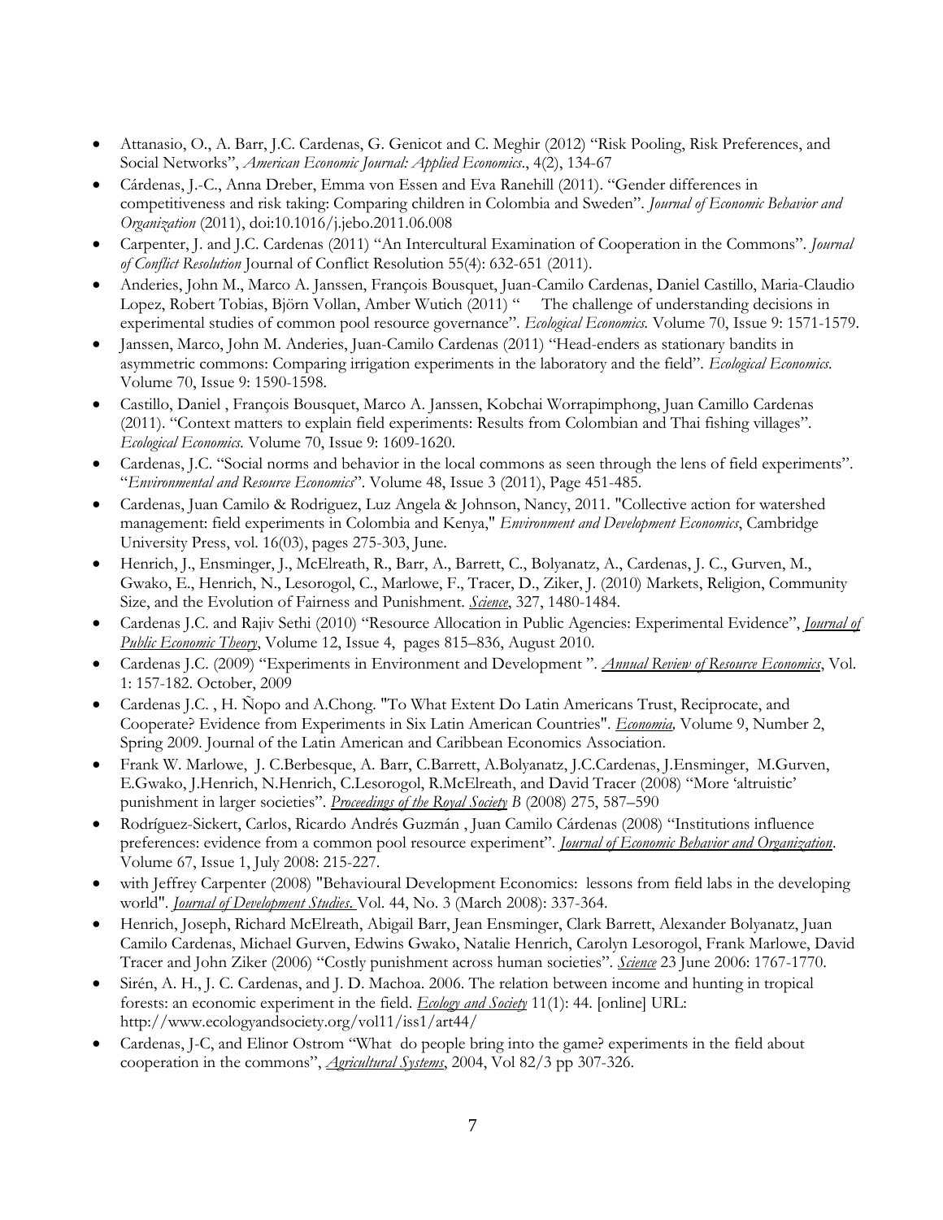- Attanasio, O., A. Barr, J.C. Cardenas, G. Genicot and C. Meghir (2012) "Risk Pooling, Risk Preferences, and Social Networks", *American Economic Journal: Applied Economics*., 4(2), 134-67
- Cárdenas, J.-C., Anna Dreber, Emma von Essen and Eva Ranehill (2011). "Gender differences in competitiveness and risk taking: Comparing children in Colombia and Sweden". *Journal of Economic Behavior and Organization* (2011), doi:10.1016/j.jebo.2011.06.008
- Carpenter, J. and J.C. Cardenas (2011) "An Intercultural Examination of Cooperation in the Commons". *Journal of Conflict Resolution* Journal of Conflict Resolution 55(4): 632-651 (2011).
- Anderies, John M., Marco A. Janssen, François Bousquet, Juan-Camilo Cardenas, Daniel Castillo, Maria-Claudio Lopez, Robert Tobias, Björn Vollan, Amber Wutich (2011) " The challenge of understanding decisions in experimental studies of common pool resource governance". *Ecological Economics.* Volume 70, Issue 9: 1571-1579.
- Janssen, Marco, John M. Anderies, Juan-Camilo Cardenas (2011) "Head-enders as stationary bandits in asymmetric commons: Comparing irrigation experiments in the laboratory and the field". *Ecological Economics.* Volume 70, Issue 9: 1590-1598.
- Castillo, Daniel , François Bousquet, Marco A. Janssen, Kobchai Worrapimphong, Juan Camillo Cardenas (2011). "Context matters to explain field experiments: Results from Colombian and Thai fishing villages". *Ecological Economics.* Volume 70, Issue 9: 1609-1620.
- Cardenas, J.C. "Social norms and behavior in the local commons as seen through the lens of field experiments". "*Environmental and Resource Economics*". Volume 48, Issue 3 (2011), Page 451-485.
- Cardenas, Juan Camilo & Rodriguez, Luz Angela & Johnson, Nancy, 2011. "Collective action for watershed management: field experiments in Colombia and Kenya," *Environment and Development Economics*, Cambridge University Press, vol. 16(03), pages 275-303, June.
- Henrich, J., Ensminger, J., McElreath, R., Barr, A., Barrett, C., Bolyanatz, A., Cardenas, J. C., Gurven, M., Gwako, E., Henrich, N., Lesorogol, C., Marlowe, F., Tracer, D., Ziker, J. (2010) Markets, Religion, Community Size, and the Evolution of Fairness and Punishment. *Science*, 327, 1480-1484.
- Cardenas J.C. and Rajiv Sethi (2010) "Resource Allocation in Public Agencies: Experimental Evidence", *Journal of Public Economic Theory*, Volume 12, Issue 4, pages 815–836, August 2010.
- Cardenas J.C. (2009) "Experiments in Environment and Development ". *Annual Review of Resource Economics*, Vol. 1: 157-182. October, 2009
- Cardenas J.C. , H. Ñopo and A.Chong. "To What Extent Do Latin Americans Trust, Reciprocate, and Cooperate? Evidence from Experiments in Six Latin American Countries". *Economia,* Volume 9, Number 2, Spring 2009. Journal of the Latin American and Caribbean Economics Association.
- Frank W. Marlowe, J. C.Berbesque, A. Barr, C.Barrett, A.Bolyanatz, J.C.Cardenas, J.Ensminger, M.Gurven, E.Gwako, J.Henrich, N.Henrich, C.Lesorogol, R.McElreath, and David Tracer (2008) "More 'altruistic' punishment in larger societies". *Proceedings of the Royal Society B* (2008) 275, 587–590
- Rodríguez-Sickert, Carlos, Ricardo Andrés Guzmán , Juan Camilo Cárdenas (2008) "Institutions influence preferences: evidence from a common pool resource experiment". *Journal of Economic Behavior and Organization*. Volume 67, Issue 1, July 2008: 215-227.
- with Jeffrey Carpenter (2008) "Behavioural Development Economics: lessons from field labs in the developing world". *Journal of Development Studies*. Vol. 44, No. 3 (March 2008): 337-364.
- Henrich, Joseph, Richard McElreath, Abigail Barr, Jean Ensminger, Clark Barrett, Alexander Bolyanatz, Juan Camilo Cardenas, Michael Gurven, Edwins Gwako, Natalie Henrich, Carolyn Lesorogol, Frank Marlowe, David Tracer and John Ziker (2006) "Costly punishment across human societies". *Science* 23 June 2006: 1767-1770.
- Sirén, A. H., J. C. Cardenas, and J. D. Machoa. 2006. The relation between income and hunting in tropical forests: an economic experiment in the field. *Ecology and Society* 11(1): 44. [online] URL: http://www.ecologyandsociety.org/vol11/iss1/art44/
- Cardenas, J-C, and Elinor Ostrom "What do people bring into the game? experiments in the field about cooperation in the commons", *Agricultural Systems*, 2004, Vol 82/3 pp 307-326.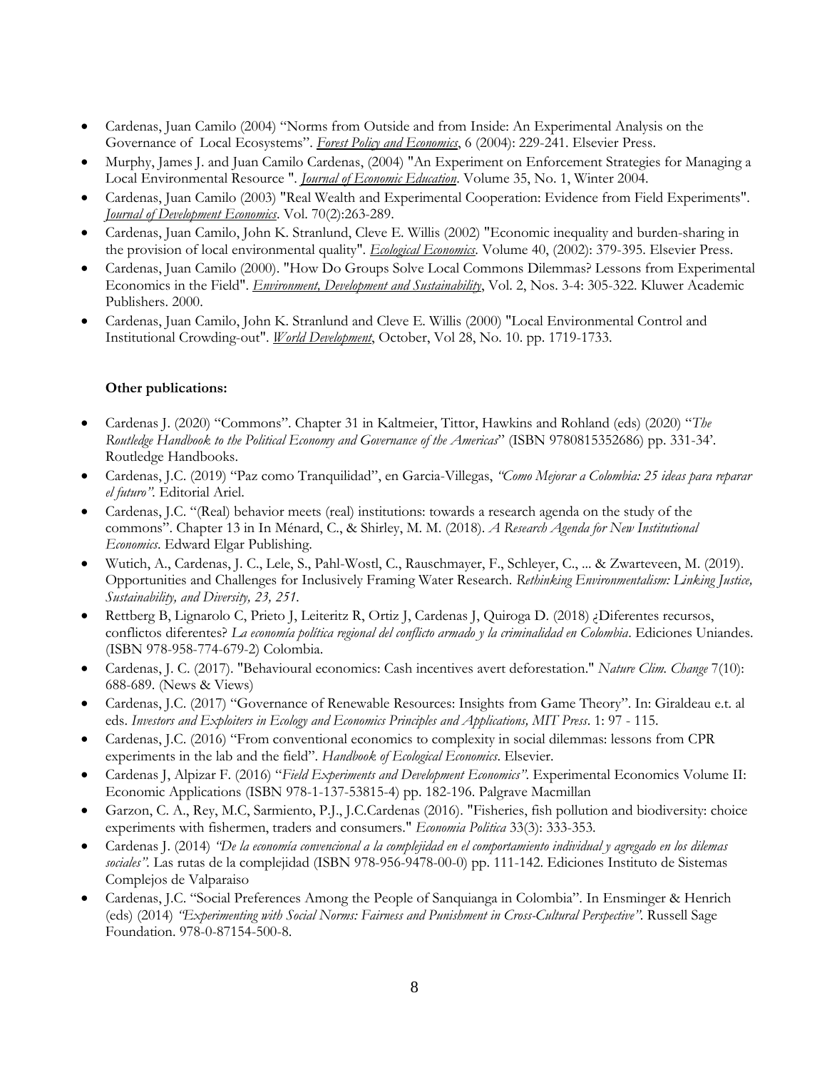- Cardenas, Juan Camilo (2004) "Norms from Outside and from Inside: An Experimental Analysis on the Governance of Local Ecosystems". *Forest Policy and Economics*, 6 (2004): 229-241. Elsevier Press.
- Murphy, James J. and Juan Camilo Cardenas, (2004) "An Experiment on Enforcement Strategies for Managing a Local Environmental Resource ". *Journal of Economic Education*. Volume 35, No. 1, Winter 2004.
- Cardenas, Juan Camilo (2003) "Real Wealth and Experimental Cooperation: Evidence from Field Experiments". *Journal of Development Economics*. Vol. 70(2):263-289.
- Cardenas, Juan Camilo, John K. Stranlund, Cleve E. Willis (2002) "Economic inequality and burden-sharing in the provision of local environmental quality". *Ecological Economics*. Volume 40, (2002): 379-395. Elsevier Press.
- Cardenas, Juan Camilo (2000). "How Do Groups Solve Local Commons Dilemmas? Lessons from Experimental Economics in the Field". *Environment, Development and Sustainability*, Vol. 2, Nos. 3-4: 305-322. Kluwer Academic Publishers. 2000.
- Cardenas, Juan Camilo, John K. Stranlund and Cleve E. Willis (2000) "Local Environmental Control and Institutional Crowding-out". *World Development*, October, Vol 28, No. 10. pp. 1719-1733.

**Other publications:**

- Cardenas J. (2020) "Commons". Chapter 31 in Kaltmeier, Tittor, Hawkins and Rohland (eds) (2020) "*The Routledge Handbook to the Political Economy and Governance of the Americas*" (ISBN 9780815352686) pp. 331-34'. Routledge Handbooks.
- Cardenas, J.C. (2019) "Paz como Tranquilidad", en Garcia-Villegas, *"Como Mejorar a Colombia: 25 ideas para reparar el futuro"*. Editorial Ariel.
- Cardenas, J.C. "(Real) behavior meets (real) institutions: towards a research agenda on the study of the commons". Chapter 13 in In Ménard, C., & Shirley, M. M. (2018). *A Research Agenda for New Institutional Economics*. Edward Elgar Publishing.
- Wutich, A., Cardenas, J. C., Lele, S., Pahl-Wostl, C., Rauschmayer, F., Schleyer, C., ... & Zwarteveen, M. (2019). Opportunities and Challenges for Inclusively Framing Water Research. *Rethinking Environmentalism: Linking Justice, Sustainability, and Diversity, 23, 251.*
- Rettberg B, Lignarolo C, Prieto J, Leiteritz R, Ortiz J, Cardenas J, Quiroga D. (2018) ¿Diferentes recursos, conflictos diferentes? *La economía política regional del conflicto armado y la criminalidad en Colombia*. Ediciones Uniandes. (ISBN 978-958-774-679-2) Colombia.
- Cardenas, J. C. (2017). "Behavioural economics: Cash incentives avert deforestation." *Nature Clim. Change* 7(10): 688-689. (News & Views)
- Cardenas, J.C. (2017) "Governance of Renewable Resources: Insights from Game Theory". In: Giraldeau e.t. al eds. *Investors and Exploiters in Ecology and Economics Principles and Applications, MIT Press*. 1: 97 - 115.
- Cardenas, J.C. (2016) "From conventional economics to complexity in social dilemmas: lessons from CPR experiments in the lab and the field". *Handbook of Ecological Economics*. Elsevier.
- Cardenas J, Alpizar F. (2016) "*Field Experiments and Development Economics"*. Experimental Economics Volume II: Economic Applications (ISBN 978-1-137-53815-4) pp. 182-196. Palgrave Macmillan
- Garzon, C. A., Rey, M.C, Sarmiento, P.J., J.C.Cardenas (2016). "Fisheries, fish pollution and biodiversity: choice experiments with fishermen, traders and consumers." *Economia Politica* 33(3): 333-353.
- Cardenas J. (2014) *"De la economía convencional a la complejidad en el comportamiento individual y agregado en los dilemas sociales"*. Las rutas de la complejidad (ISBN 978-956-9478-00-0) pp. 111-142. Ediciones Instituto de Sistemas Complejos de Valparaiso
- Cardenas, J.C. "Social Preferences Among the People of Sanquianga in Colombia". In Ensminger & Henrich (eds) (2014) *"Experimenting with Social Norms: Fairness and Punishment in Cross-Cultural Perspective"*. Russell Sage Foundation. 978-0-87154-500-8.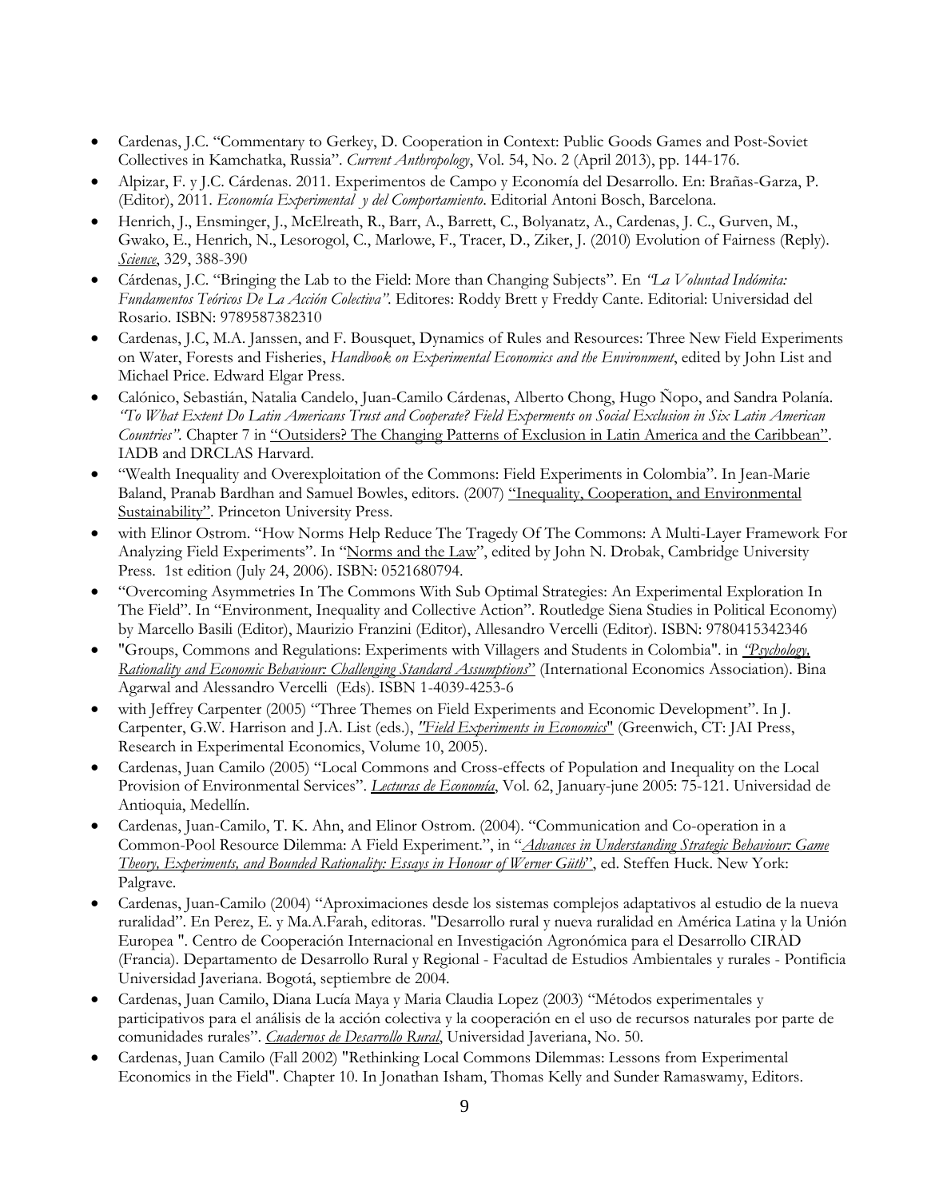- Cardenas, J.C. "Commentary to Gerkey, D. Cooperation in Context: Public Goods Games and Post-Soviet Collectives in Kamchatka, Russia". *Current Anthropology*, Vol. 54, No. 2 (April 2013), pp. 144-176.
- Alpizar, F. y J.C. Cárdenas. 2011. Experimentos de Campo y Economía del Desarrollo. En: Brañas-Garza, P. (Editor), 2011. *Economía Experimental y del Comportamiento*. Editorial Antoni Bosch, Barcelona.
- Henrich, J., Ensminger, J., McElreath, R., Barr, A., Barrett, C., Bolyanatz, A., Cardenas, J. C., Gurven, M., Gwako, E., Henrich, N., Lesorogol, C., Marlowe, F., Tracer, D., Ziker, J. (2010) Evolution of Fairness (Reply). *Science*, 329, 388-390
- Cárdenas, J.C. "Bringing the Lab to the Field: More than Changing Subjects". En *"La Voluntad Indómita: Fundamentos Teóricos De La Acción Colectiva"*. Editores: Roddy Brett y Freddy Cante. Editorial: Universidad del Rosario. ISBN: 9789587382310
- Cardenas, J.C, M.A. Janssen, and F. Bousquet, Dynamics of Rules and Resources: Three New Field Experiments on Water, Forests and Fisheries, *Handbook on Experimental Economics and the Environment*, edited by John List and Michael Price. Edward Elgar Press.
- Calónico, Sebastián, Natalia Candelo, Juan-Camilo Cárdenas, Alberto Chong, Hugo Ñopo, and Sandra Polanía. *"To What Extent Do Latin Americans Trust and Cooperate? Field Experiments on Social Exclusion in Six Latin American Countries"*. Chapter 7 in "Outsiders? The Changing Patterns of Exclusion in Latin America and the Caribbean". IADB and DRCLAS Harvard.
- "Wealth Inequality and Overexploitation of the Commons: Field Experiments in Colombia". In Jean-Marie Baland, Pranab Bardhan and Samuel Bowles, editors. (2007) "Inequality, Cooperation, and Environmental Sustainability". Princeton University Press.
- with Elinor Ostrom. "How Norms Help Reduce The Tragedy Of The Commons: A Multi-Layer Framework For Analyzing Field Experiments". In "Norms and the Law", edited by John N. Drobak, Cambridge University Press. 1st edition (July 24, 2006). ISBN: 0521680794.
- "Overcoming Asymmetries In The Commons With Sub Optimal Strategies: An Experimental Exploration In The Field". In "Environment, Inequality and Collective Action". Routledge Siena Studies in Political Economy) by Marcello Basili (Editor), Maurizio Franzini (Editor), Allesandro Vercelli (Editor). ISBN: 9780415342346
- "Groups, Commons and Regulations: Experiments with Villagers and Students in Colombia". in *"Psychology, Rationality and Economic Behaviour: Challenging Standard Assumptions"* (International Economics Association). Bina Agarwal and Alessandro Vercelli (Eds). ISBN 1-4039-4253-6
- with Jeffrey Carpenter (2005) "Three Themes on Field Experiments and Economic Development". In J. Carpenter, G.W. Harrison and J.A. List (eds.), *"Field Experiments in Economics"* (Greenwich, CT: JAI Press, Research in Experimental Economics, Volume 10, 2005).
- Cardenas, Juan Camilo (2005) "Local Commons and Cross-effects of Population and Inequality on the Local Provision of Environmental Services". *Lecturas de Economía*, Vol. 62, January-june 2005: 75-121. Universidad de Antioquia, Medellín.
- Cardenas, Juan-Camilo, T. K. Ahn, and Elinor Ostrom. (2004). "Communication and Co-operation in a Common-Pool Resource Dilemma: A Field Experiment.", in "*Advances in Understanding Strategic Behaviour: Game Theory, Experiments, and Bounded Rationality: Essays in Honour of Werner Güth*", ed. Steffen Huck. New York: Palgrave.
- Cardenas, Juan-Camilo (2004) "Aproximaciones desde los sistemas complejos adaptativos al estudio de la nueva ruralidad". En Perez, E. y Ma.A.Farah, editoras. "Desarrollo rural y nueva ruralidad en América Latina y la Unión Europea ". Centro de Cooperación Internacional en Investigación Agronómica para el Desarrollo CIRAD (Francia). Departamento de Desarrollo Rural y Regional - Facultad de Estudios Ambientales y rurales - Pontificia Universidad Javeriana. Bogotá, septiembre de 2004.
- Cardenas, Juan Camilo, Diana Lucía Maya y Maria Claudia Lopez (2003) "Métodos experimentales y participativos para el análisis de la acción colectiva y la cooperación en el uso de recursos naturales por parte de comunidades rurales". *Cuadernos de Desarrollo Rural*, Universidad Javeriana, No. 50.
- Cardenas, Juan Camilo (Fall 2002) "Rethinking Local Commons Dilemmas: Lessons from Experimental Economics in the Field". Chapter 10. In Jonathan Isham, Thomas Kelly and Sunder Ramaswamy, Editors.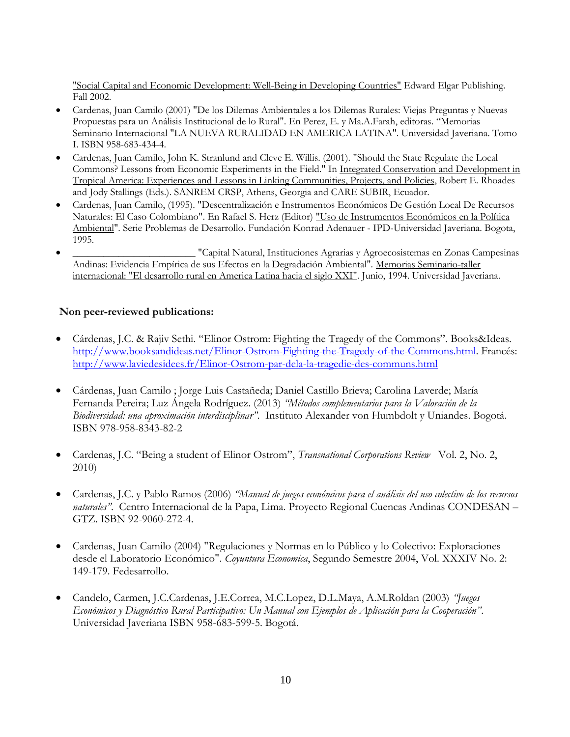"Social Capital and Economic Development: Well-Being in Developing Countries" Edward Elgar Publishing. Fall 2002.

- Cardenas, Juan Camilo (2001) "De los Dilemas Ambientales a los Dilemas Rurales: Viejas Preguntas y Nuevas Propuestas para un Análisis Institucional de lo Rural". En Perez, E. y Ma.A.Farah, editoras. "Memorias Seminario Internacional "LA NUEVA RURALIDAD EN AMERICA LATINA". Universidad Javeriana. Tomo I. ISBN 958-683-434-4.
- Cardenas, Juan Camilo, John K. Stranlund and Cleve E. Willis. (2001). "Should the State Regulate the Local Commons? Lessons from Economic Experiments in the Field." In Integrated Conservation and Development in Tropical America: Experiences and Lessons in Linking Communities, Projects, and Policies, Robert E. Rhoades and Jody Stallings (Eds.). SANREM CRSP, Athens, Georgia and CARE SUBIR, Ecuador.
- Cardenas, Juan Camilo, (1995). "Descentralización e Instrumentos Económicos De Gestión Local De Recursos Naturales: El Caso Colombiano". En Rafael S. Herz (Editor) "Uso de Instrumentos Económicos en la Política Ambiental". Serie Problemas de Desarrollo. Fundación Konrad Adenauer - IPD-Universidad Javeriana. Bogota, 1995.
- ________________________ "Capital Natural, Instituciones Agrarias y Agroecosistemas en Zonas Campesinas Andinas: Evidencia Empírica de sus Efectos en la Degradación Ambiental". Memorias Seminario-taller internacional: "El desarrollo rural en America Latina hacia el siglo XXI". Junio, 1994. Universidad Javeriana.

**Non peer-reviewed publications:**

- Cárdenas, J.C. & Rajiv Sethi. "Elinor Ostrom: Fighting the Tragedy of the Commons". Books&Ideas. http://www.booksandideas.net/Elinor-Ostrom-Fighting-the-Tragedy-of-the-Commons.html. Francés: http://www.laviedesidees.fr/Elinor-Ostrom-par-dela-la-tragedie-des-communs.html

- Cárdenas, Juan Camilo ; Jorge Luis Castañeda; Daniel Castillo Brieva; Carolina Laverde; María Fernanda Pereira; Luz Ángela Rodríguez. (2013) *"Métodos complementarios para la Valoración de la Biodiversidad: una aproximación interdisciplinar"*. Instituto Alexander von Humbdolt y Uniandes. Bogotá. ISBN 978-958-8343-82-2

- Cardenas, J.C. "Being a student of Elinor Ostrom", *Transnational Corporations Review* Vol. 2, No. 2, 2010)

- Cardenas, J.C. y Pablo Ramos (2006) *"Manual de juegos económicos para el análisis del uso colectivo de los recursos naturales"*. Centro Internacional de la Papa, Lima. Proyecto Regional Cuencas Andinas CONDESAN – GTZ. ISBN 92-9060-272-4.

- Cardenas, Juan Camilo (2004) "Regulaciones y Normas en lo Público y lo Colectivo: Exploraciones desde el Laboratorio Económico". *Coyuntura Economica*, Segundo Semestre 2004, Vol. XXXIV No. 2: 149-179. Fedesarrollo.

- Candelo, Carmen, J.C.Cardenas, J.E.Correa, M.C.Lopez, D.L.Maya, A.M.Roldan (2003) *"Juegos Económicos y Diagnóstico Rural Participativo: Un Manual con Ejemplos de Aplicación para la Cooperación"*. Universidad Javeriana ISBN 958-683-599-5. Bogotá.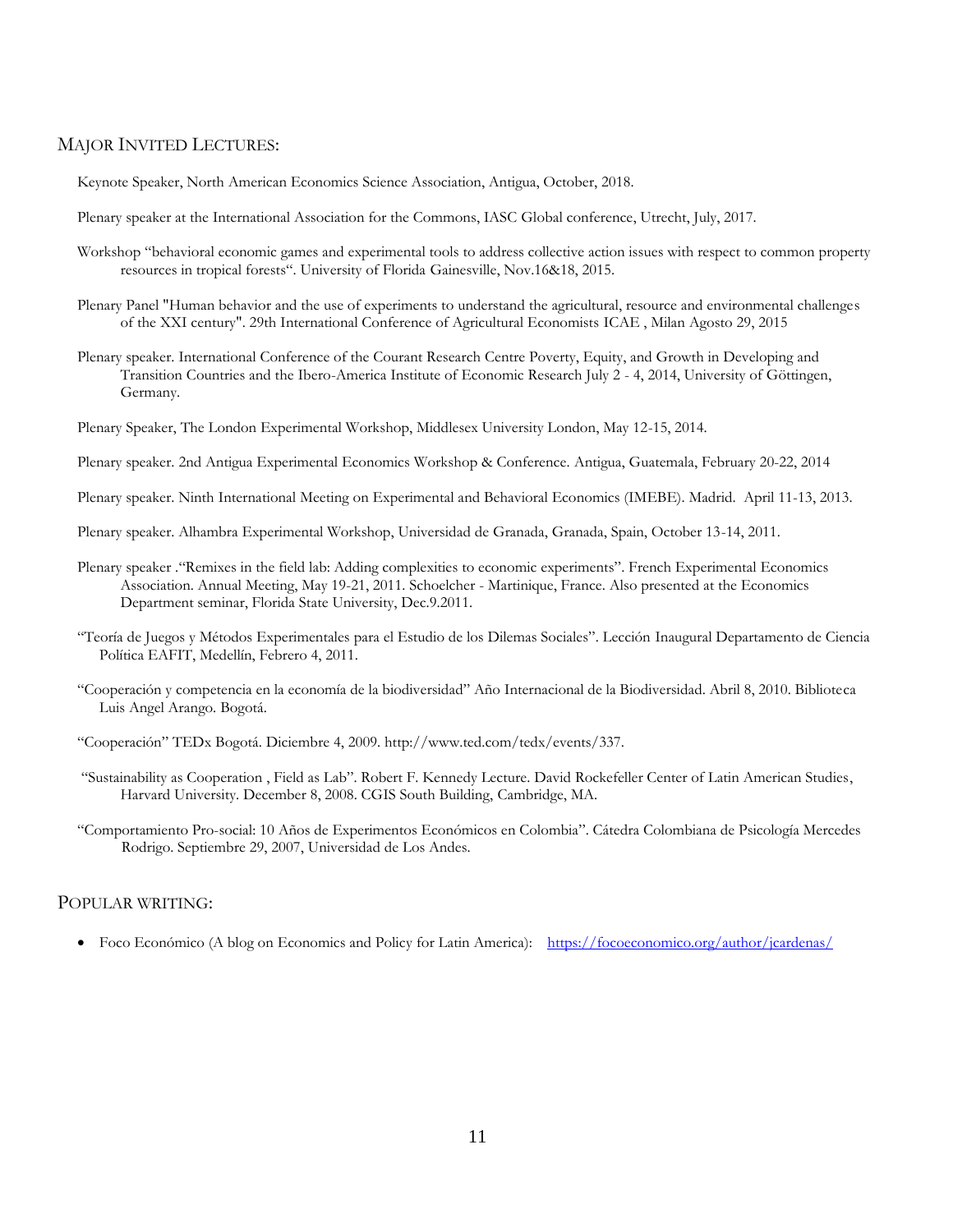## MAJOR INVITED LECTURES:

Keynote Speaker, North American Economics Science Association, Antigua, October, 2018.

Plenary speaker at the International Association for the Commons, IASC Global conference, Utrecht, July, 2017.

Workshop "behavioral economic games and experimental tools to address collective action issues with respect to common property resources in tropical forests". University of Florida Gainesville, Nov.16&18, 2015.

Plenary Panel "Human behavior and the use of experiments to understand the agricultural, resource and environmental challenges of the XXI century". 29th International Conference of Agricultural Economists ICAE , Milan Agosto 29, 2015

Plenary speaker. International Conference of the Courant Research Centre Poverty, Equity, and Growth in Developing and Transition Countries and the Ibero-America Institute of Economic Research July 2 - 4, 2014, University of Göttingen, Germany.

Plenary Speaker, The London Experimental Workshop, Middlesex University London, May 12-15, 2014.

Plenary speaker. 2nd Antigua Experimental Economics Workshop & Conference. Antigua, Guatemala, February 20-22, 2014

Plenary speaker. Ninth International Meeting on Experimental and Behavioral Economics (IMEBE). Madrid. April 11-13, 2013.

Plenary speaker. Alhambra Experimental Workshop, Universidad de Granada, Granada, Spain, October 13-14, 2011.

Plenary speaker ."Remixes in the field lab: Adding complexities to economic experiments". French Experimental Economics Association. Annual Meeting, May 19-21, 2011. Schoelcher - Martinique, France. Also presented at the Economics Department seminar, Florida State University, Dec.9.2011.

"Teoría de Juegos y Métodos Experimentales para el Estudio de los Dilemas Sociales". Lección Inaugural Departamento de Ciencia Política EAFIT, Medellín, Febrero 4, 2011.

"Cooperación y competencia en la economía de la biodiversidad" Año Internacional de la Biodiversidad. Abril 8, 2010. Biblioteca Luis Angel Arango. Bogotá.

"Cooperación" TEDx Bogotá. Diciembre 4, 2009. http://www.ted.com/tedx/events/337.

"Sustainability as Cooperation , Field as Lab". Robert F. Kennedy Lecture. David Rockefeller Center of Latin American Studies, Harvard University. December 8, 2008. CGIS South Building, Cambridge, MA.

"Comportamiento Pro-social: 10 Años de Experimentos Económicos en Colombia". Cátedra Colombiana de Psicología Mercedes Rodrigo. Septiembre 29, 2007, Universidad de Los Andes.

## POPULAR WRITING:

- Foco Económico (A blog on Economics and Policy for Latin America): https://focoeconomico.org/author/jcardenas/